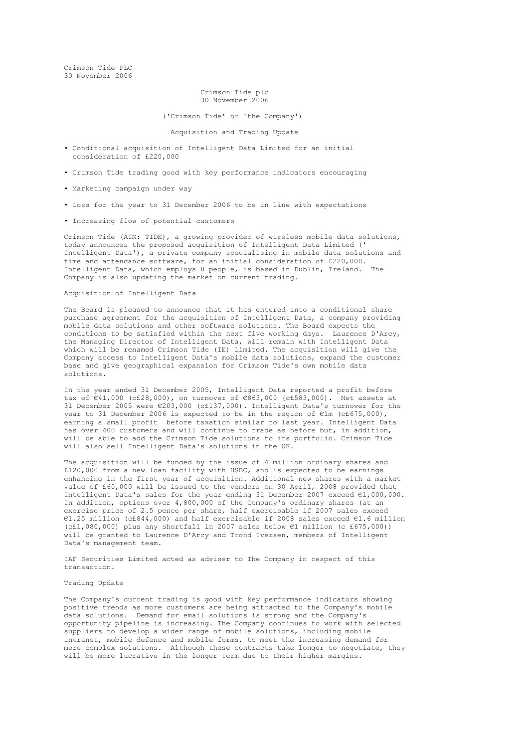Crimson Tide PLC
30 November 2006

Crimson Tide plc
30 November 2006

('Crimson Tide' or 'the Company')

# Acquisition and Trading Update

- Conditional acquisition of Intelligent Data Limited for an initial consideration of £220,000
- Crimson Tide trading good with key performance indicators encouraging
- Marketing campaign under way
- Loss for the year to 31 December 2006 to be in line with expectations
- Increasing flow of potential customers

Crimson Tide (AIM: TIDE), a growing provider of wireless mobile data solutions, today announces the proposed acquisition of Intelligent Data Limited (' Intelligent Data'), a private company specialising in mobile data solutions and time and attendance software, for an initial consideration of £220,000. Intelligent Data, which employs 8 people, is based in Dublin, Ireland. The Company is also updating the market on current trading.

## Acquisition of Intelligent Data

The Board is pleased to announce that it has entered into a conditional share purchase agreement for the acquisition of Intelligent Data, a company providing mobile data solutions and other software solutions. The Board expects the conditions to be satisfied within the next five working days. Laurence D'Arcy, the Managing Director of Intelligent Data, will remain with Intelligent Data which will be renamed Crimson Tide (IE) Limited. The acquisition will give the Company access to Intelligent Data's mobile data solutions, expand the customer base and give geographical expansion for Crimson Tide's own mobile data solutions.

In the year ended 31 December 2005, Intelligent Data reported a profit before tax of €41,000 (c£28,000), on turnover of €863,000 (c£583,000). Net assets at 31 December 2005 were €203,000 (c£137,000). Intelligent Data's turnover for the year to 31 December 2006 is expected to be in the region of €1m (c£675,000), earning a small profit before taxation similar to last year. Intelligent Data has over 400 customers and will continue to trade as before but, in addition, will be able to add the Crimson Tide solutions to its portfolio. Crimson Tide will also sell Intelligent Data's solutions in the UK.

The acquisition will be funded by the issue of 4 million ordinary shares and £120,000 from a new loan facility with HSBC, and is expected to be earnings enhancing in the first year of acquisition. Additional new shares with a market value of £60,000 will be issued to the vendors on 30 April, 2008 provided that Intelligent Data's sales for the year ending 31 December 2007 exceed €1,000,000. In addition, options over 4,800,000 of the Company's ordinary shares (at an exercise price of 2.5 pence per share, half exercisable if 2007 sales exceed €1.25 million (c£844,000) and half exercisable if 2008 sales exceed €1.6 million (c£1,080,000) plus any shortfall in 2007 sales below €1 million (c £675,000)) will be granted to Laurence D'Arcy and Trond Iversen, members of Intelligent Data's management team.

IAF Securities Limited acted as adviser to The Company in respect of this transaction.

## Trading Update

The Company's current trading is good with key performance indicators showing positive trends as more customers are being attracted to the Company's mobile data solutions. Demand for email solutions is strong and the Company's opportunity pipeline is increasing. The Company continues to work with selected suppliers to develop a wider range of mobile solutions, including mobile intranet, mobile defence and mobile forms, to meet the increasing demand for more complex solutions. Although these contracts take longer to negotiate, they will be more lucrative in the longer term due to their higher margins.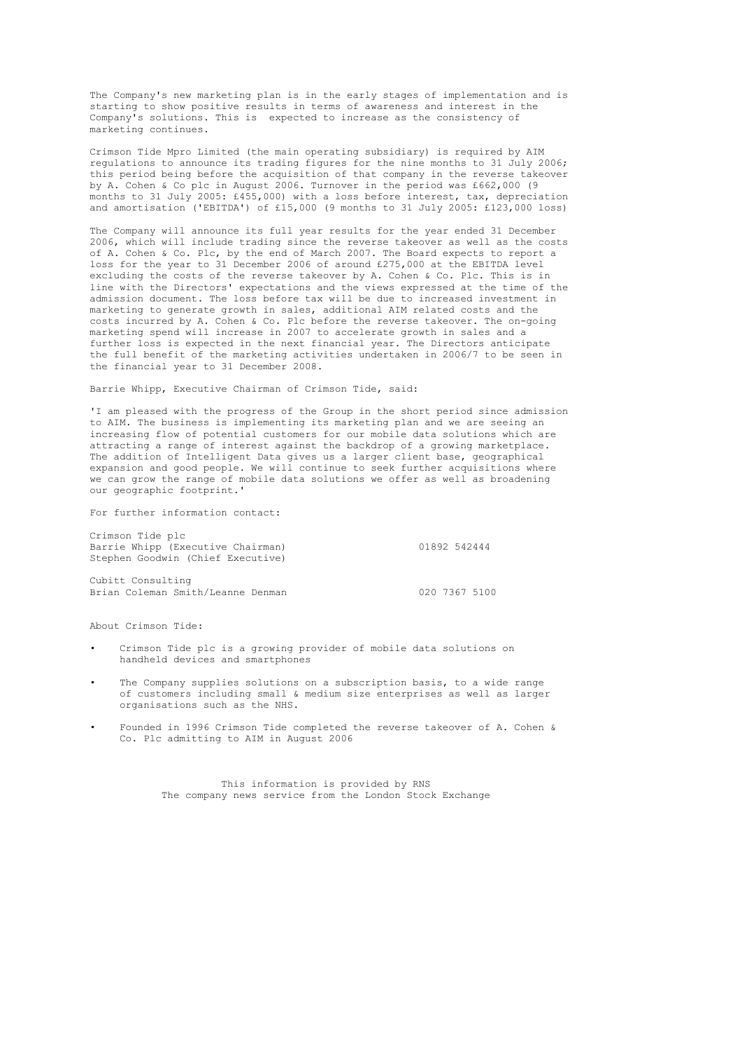The Company's new marketing plan is in the early stages of implementation and is starting to show positive results in terms of awareness and interest in the Company's solutions. This is expected to increase as the consistency of marketing continues.

Crimson Tide Mpro Limited (the main operating subsidiary) is required by AIM regulations to announce its trading figures for the nine months to 31 July 2006; this period being before the acquisition of that company in the reverse takeover by A. Cohen & Co plc in August 2006. Turnover in the period was £662,000 (9 months to 31 July 2005: £455,000) with a loss before interest, tax, depreciation and amortisation ('EBITDA') of £15,000 (9 months to 31 July 2005: £123,000 loss)

The Company will announce its full year results for the year ended 31 December 2006, which will include trading since the reverse takeover as well as the costs of A. Cohen & Co. Plc, by the end of March 2007. The Board expects to report a loss for the year to 31 December 2006 of around £275,000 at the EBITDA level excluding the costs of the reverse takeover by A. Cohen & Co. Plc. This is in line with the Directors' expectations and the views expressed at the time of the admission document. The loss before tax will be due to increased investment in marketing to generate growth in sales, additional AIM related costs and the costs incurred by A. Cohen & Co. Plc before the reverse takeover. The on-going marketing spend will increase in 2007 to accelerate growth in sales and a further loss is expected in the next financial year. The Directors anticipate the full benefit of the marketing activities undertaken in 2006/7 to be seen in the financial year to 31 December 2008.

Barrie Whipp, Executive Chairman of Crimson Tide, said:

'I am pleased with the progress of the Group in the short period since admission to AIM. The business is implementing its marketing plan and we are seeing an increasing flow of potential customers for our mobile data solutions which are attracting a range of interest against the backdrop of a growing marketplace. The addition of Intelligent Data gives us a larger client base, geographical expansion and good people. We will continue to seek further acquisitions where we can grow the range of mobile data solutions we offer as well as broadening our geographic footprint.'

For further information contact:

| | |
|---|---|
| Crimson Tide plc | |
| Barrie Whipp (Executive Chairman) | 01892 542444 |
| Stephen Goodwin (Chief Executive) | |
| | |
| Cubitt Consulting | |
| Brian Coleman Smith/Leanne Denman | 020 7367 5100 |

About Crimson Tide:

- Crimson Tide plc is a growing provider of mobile data solutions on handheld devices and smartphones
- The Company supplies solutions on a subscription basis, to a wide range of customers including small & medium size enterprises as well as larger organisations such as the NHS.
- Founded in 1996 Crimson Tide completed the reverse takeover of A. Cohen & Co. Plc admitting to AIM in August 2006

This information is provided by RNS
The company news service from the London Stock Exchange